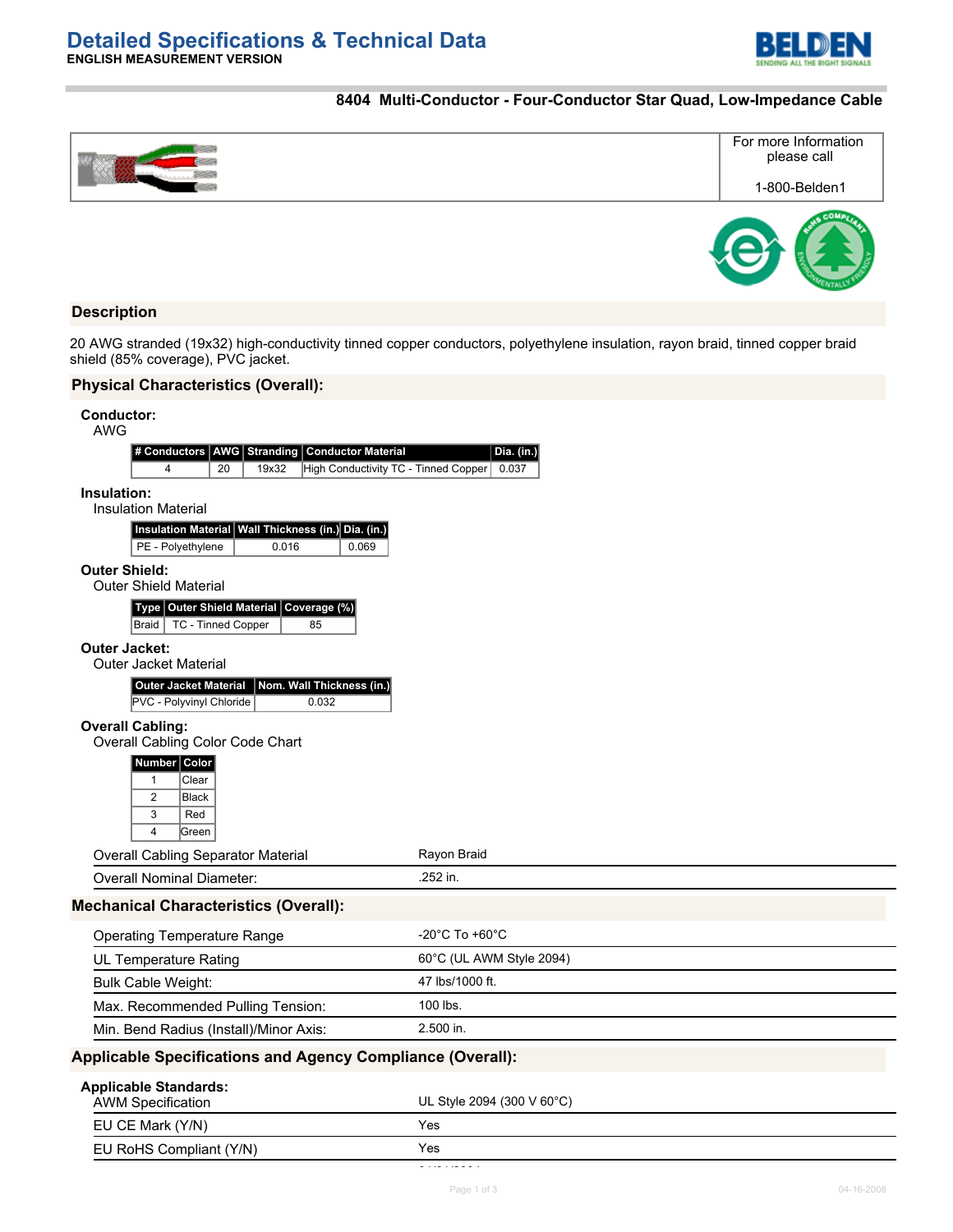# Detailed Specifications & Technical Data

**ENGLISH MEASUREMENT VERSION**

## 8404 Multi-Conductor - Four-Conductor Star Quad, Low-Impedance Cable

For more Information please call

1-800-Belden1

## Description

20 AWG stranded (19x32) high-conductivity tinned copper conductors, polyethylene insulation, rayon braid, tinned copper braid shield (85% coverage), PVC jacket.

## Physical Characteristics (Overall):

**Conductor:**

AWG

| # Conductors | AWG | Stranding | Conductor Material | Dia. (in.) |
|---|---|---|---|---|
| 4 | 20 | 19x32 | High Conductivity TC - Tinned Copper | 0.037 |

**Insulation:**

Insulation Material

| Insulation Material | Wall Thickness (in.) | Dia. (in.) |
|---|---|---|
| PE - Polyethylene | 0.016 | 0.069 |

**Outer Shield:**

Outer Shield Material

| Type | Outer Shield Material | Coverage (%) |
|---|---|---|
| Braid | TC - Tinned Copper | 85 |

**Outer Jacket:**

Outer Jacket Material

| Outer Jacket Material | Nom. Wall Thickness (in.) |
|---|---|
| PVC - Polyvinyl Chloride | 0.032 |

**Overall Cabling:**

Overall Cabling Color Code Chart

| Number | Color |
|---|---|
| 1 | Clear |
| 2 | Black |
| 3 | Red |
| 4 | Green |

| | |
|---|---|
| Overall Cabling Separator Material | Rayon Braid |
| Overall Nominal Diameter: | .252 in. |

## Mechanical Characteristics (Overall):

| | |
|---|---|
| Operating Temperature Range | -20°C To +60°C |
| UL Temperature Rating | 60°C (UL AWM Style 2094) |
| Bulk Cable Weight: | 47 lbs/1000 ft. |
| Max. Recommended Pulling Tension: | 100 lbs. |
| Min. Bend Radius (Install)/Minor Axis: | 2.500 in. |

## Applicable Specifications and Agency Compliance (Overall):

**Applicable Standards:**

| | |
|---|---|
| AWM Specification | UL Style 2094 (300 V 60°C) |
| EU CE Mark (Y/N) | Yes |
| EU RoHS Compliant (Y/N) | Yes |

04-16-2008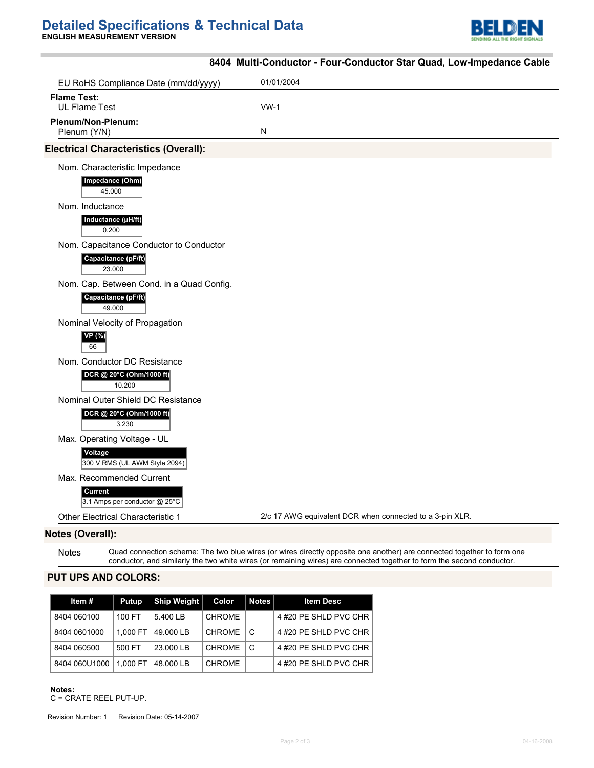# Detailed Specifications & Technical Data

**ENGLISH MEASUREMENT VERSION**

**8404 Multi-Conductor - Four-Conductor Star Quad, Low-Impedance Cable**

| | |
|---|---|
| EU RoHS Compliance Date (mm/dd/yyyy) | 01/01/2004 |
| **Flame Test:** | |
| UL Flame Test | VW-1 |
| **Plenum/Non-Plenum:** | |
| Plenum (Y/N) | N |

## Electrical Characteristics (Overall):

Nom. Characteristic Impedance

| Impedance (Ohm) |
|---|
| 45.000 |

Nom. Inductance

| Inductance (µH/ft) |
|---|
| 0.200 |

Nom. Capacitance Conductor to Conductor

| Capacitance (pF/ft) |
|---|
| 23.000 |

Nom. Cap. Between Cond. in a Quad Config.

| Capacitance (pF/ft) |
|---|
| 49.000 |

Nominal Velocity of Propagation

| VP (%) |
|---|
| 66 |

Nom. Conductor DC Resistance

| DCR @ 20°C (Ohm/1000 ft) |
|---|
| 10.200 |

Nominal Outer Shield DC Resistance

| DCR @ 20°C (Ohm/1000 ft) |
|---|
| 3.230 |

Max. Operating Voltage - UL

| Voltage |
|---|
| 300 V RMS (UL AWM Style 2094) |

Max. Recommended Current

| Current |
|---|
| 3.1 Amps per conductor @ 25°C |

Other Electrical Characteristic 1 — 2/c 17 AWG equivalent DCR when connected to a 3-pin XLR.

## Notes (Overall):

Notes — Quad connection scheme: The two blue wires (or wires directly opposite one another) are connected together to form one conductor, and similarly the two white wires (or remaining wires) are connected together to form the second conductor.

## PUT UPS AND COLORS:

| Item # | Putup | Ship Weight | Color | Notes | Item Desc |
|---|---|---|---|---|---|
| 8404 060100 | 100 FT | 5.400 LB | CHROME | | 4 #20 PE SHLD PVC CHR |
| 8404 0601000 | 1,000 FT | 49.000 LB | CHROME | C | 4 #20 PE SHLD PVC CHR |
| 8404 060500 | 500 FT | 23.000 LB | CHROME | C | 4 #20 PE SHLD PVC CHR |
| 8404 060U1000 | 1,000 FT | 48.000 LB | CHROME | | 4 #20 PE SHLD PVC CHR |

**Notes:**
C = CRATE REEL PUT-UP.

Revision Number: 1 Revision Date: 05-14-2007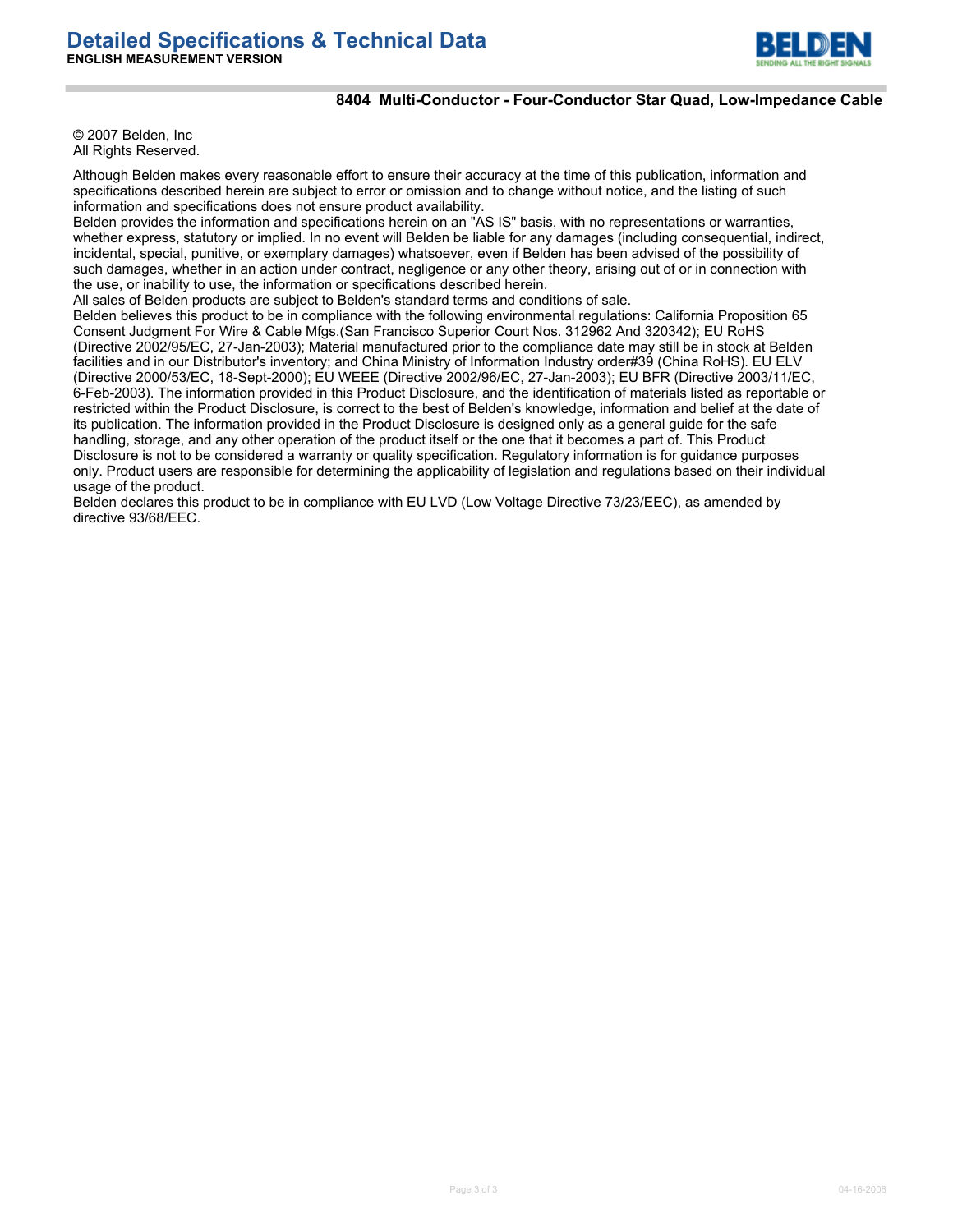© 2007 Belden, Inc
All Rights Reserved.

Although Belden makes every reasonable effort to ensure their accuracy at the time of this publication, information and specifications described herein are subject to error or omission and to change without notice, and the listing of such information and specifications does not ensure product availability.
Belden provides the information and specifications herein on an "AS IS" basis, with no representations or warranties, whether express, statutory or implied. In no event will Belden be liable for any damages (including consequential, indirect, incidental, special, punitive, or exemplary damages) whatsoever, even if Belden has been advised of the possibility of such damages, whether in an action under contract, negligence or any other theory, arising out of or in connection with the use, or inability to use, the information or specifications described herein.
All sales of Belden products are subject to Belden's standard terms and conditions of sale.
Belden believes this product to be in compliance with the following environmental regulations: California Proposition 65 Consent Judgment For Wire & Cable Mfgs.(San Francisco Superior Court Nos. 312962 And 320342); EU RoHS (Directive 2002/95/EC, 27-Jan-2003); Material manufactured prior to the compliance date may still be in stock at Belden facilities and in our Distributor's inventory; and China Ministry of Information Industry order#39 (China RoHS). EU ELV (Directive 2000/53/EC, 18-Sept-2000); EU WEEE (Directive 2002/96/EC, 27-Jan-2003); EU BFR (Directive 2003/11/EC, 6-Feb-2003). The information provided in this Product Disclosure, and the identification of materials listed as reportable or restricted within the Product Disclosure, is correct to the best of Belden's knowledge, information and belief at the date of its publication. The information provided in the Product Disclosure is designed only as a general guide for the safe handling, storage, and any other operation of the product itself or the one that it becomes a part of. This Product Disclosure is not to be considered a warranty or quality specification. Regulatory information is for guidance purposes only. Product users are responsible for determining the applicability of legislation and regulations based on their individual usage of the product.
Belden declares this product to be in compliance with EU LVD (Low Voltage Directive 73/23/EEC), as amended by directive 93/68/EEC.